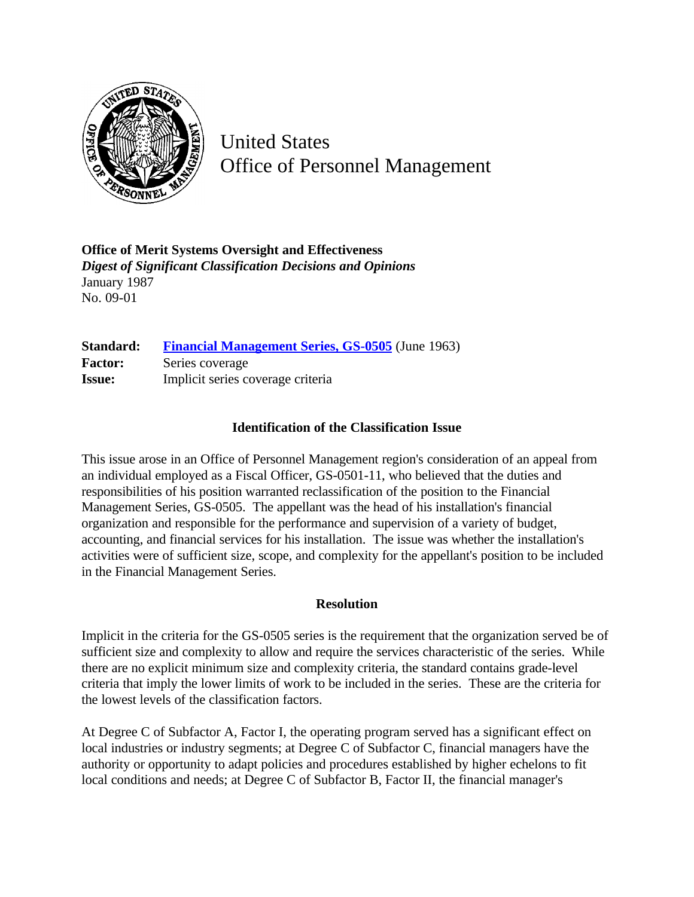United States
Office of Personnel Management

**Office of Merit Systems Oversight and Effectiveness**
***Digest of Significant Classification Decisions and Opinions***
January 1987
No. 09-01

| | |
|---|---|
| **Standard:** | **Financial Management Series, GS-0505** (June 1963) |
| **Factor:** | Series coverage |
| **Issue:** | Implicit series coverage criteria |

## Identification of the Classification Issue

This issue arose in an Office of Personnel Management region's consideration of an appeal from an individual employed as a Fiscal Officer, GS-0501-11, who believed that the duties and responsibilities of his position warranted reclassification of the position to the Financial Management Series, GS-0505. The appellant was the head of his installation's financial organization and responsible for the performance and supervision of a variety of budget, accounting, and financial services for his installation. The issue was whether the installation's activities were of sufficient size, scope, and complexity for the appellant's position to be included in the Financial Management Series.

## Resolution

Implicit in the criteria for the GS-0505 series is the requirement that the organization served be of sufficient size and complexity to allow and require the services characteristic of the series. While there are no explicit minimum size and complexity criteria, the standard contains grade-level criteria that imply the lower limits of work to be included in the series. These are the criteria for the lowest levels of the classification factors.

At Degree C of Subfactor A, Factor I, the operating program served has a significant effect on local industries or industry segments; at Degree C of Subfactor C, financial managers have the authority or opportunity to adapt policies and procedures established by higher echelons to fit local conditions and needs; at Degree C of Subfactor B, Factor II, the financial manager's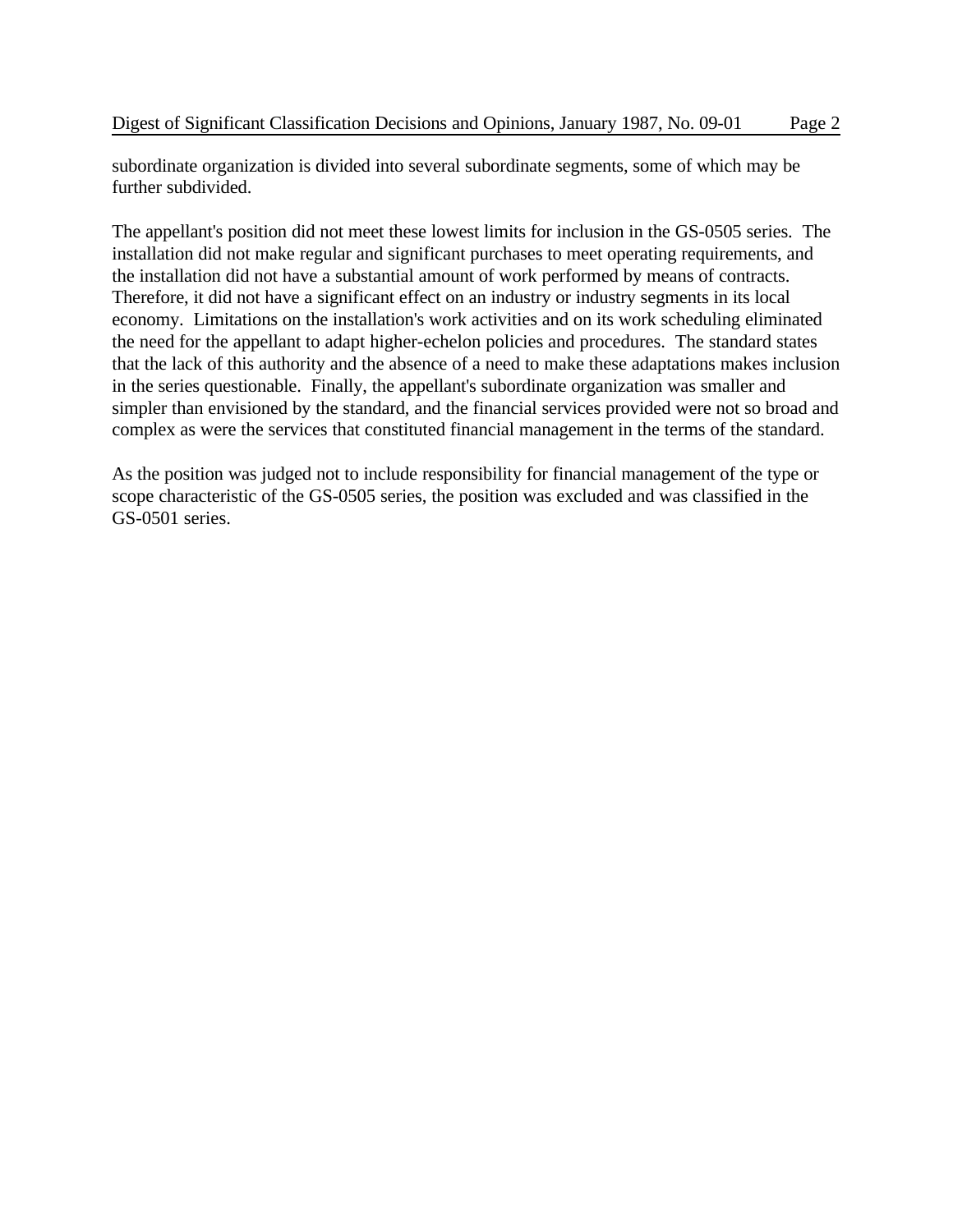subordinate organization is divided into several subordinate segments, some of which may be further subdivided.

The appellant's position did not meet these lowest limits for inclusion in the GS-0505 series. The installation did not make regular and significant purchases to meet operating requirements, and the installation did not have a substantial amount of work performed by means of contracts. Therefore, it did not have a significant effect on an industry or industry segments in its local economy. Limitations on the installation's work activities and on its work scheduling eliminated the need for the appellant to adapt higher-echelon policies and procedures. The standard states that the lack of this authority and the absence of a need to make these adaptations makes inclusion in the series questionable. Finally, the appellant's subordinate organization was smaller and simpler than envisioned by the standard, and the financial services provided were not so broad and complex as were the services that constituted financial management in the terms of the standard.

As the position was judged not to include responsibility for financial management of the type or scope characteristic of the GS-0505 series, the position was excluded and was classified in the GS-0501 series.